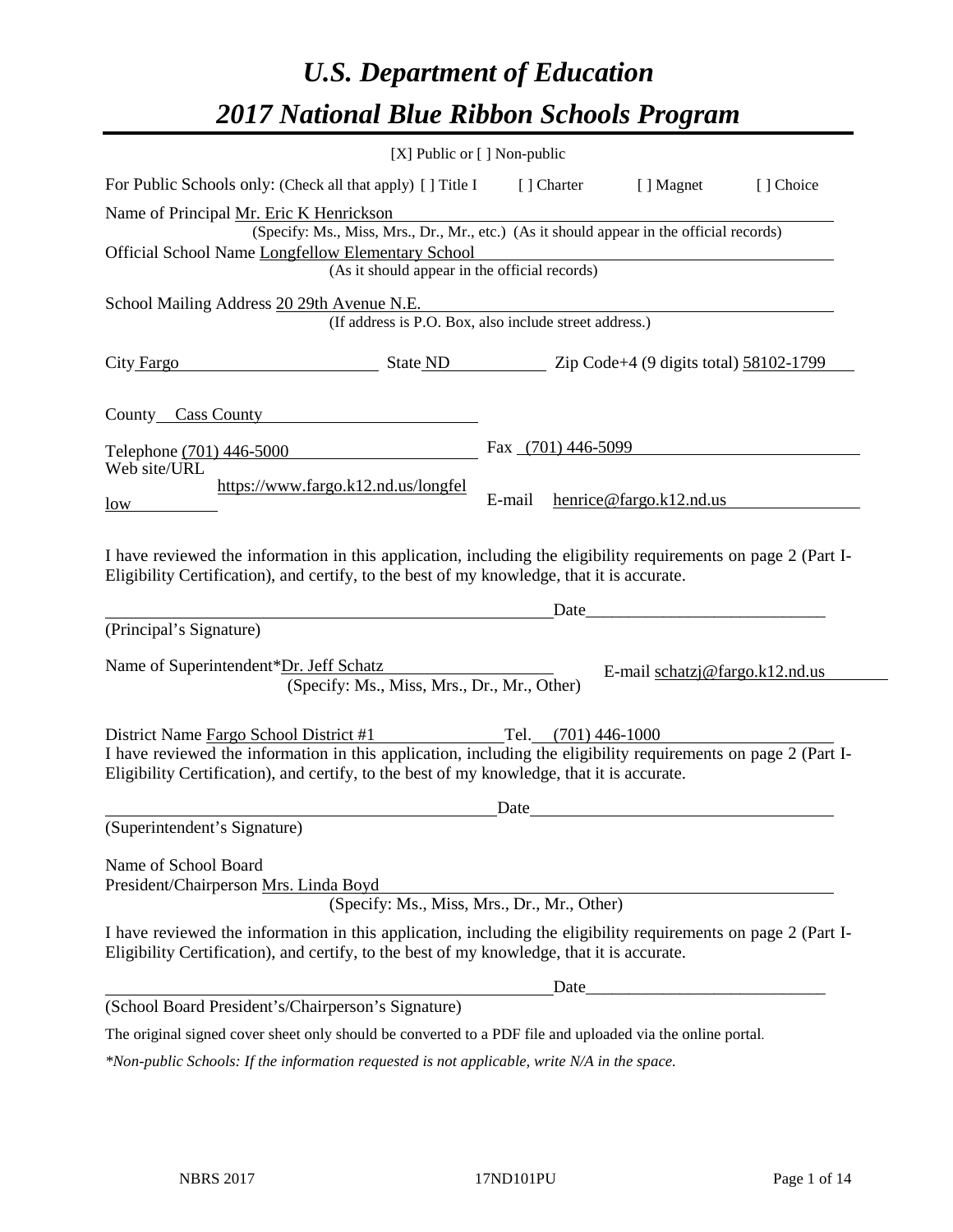# *U.S. Department of Education*

# *2017 National Blue Ribbon Schools Program*

[X] Public or [ ] Non-public

For Public Schools only: (Check all that apply) [ ] Title I [ ] Charter [ ] Magnet [ ] Choice

Name of Principal Mr. Eric K Henrickson
(Specify: Ms., Miss, Mrs., Dr., Mr., etc.) (As it should appear in the official records)

Official School Name Longfellow Elementary School
(As it should appear in the official records)

School Mailing Address 20 29th Avenue N.E.
(If address is P.O. Box, also include street address.)

City Fargo State ND Zip Code+4 (9 digits total) 58102-1799

County Cass County

Telephone (701) 446-5000 Fax (701) 446-5099

Web site/URL https://www.fargo.k12.nd.us/longfellow E-mail henrice@fargo.k12.nd.us

I have reviewed the information in this application, including the eligibility requirements on page 2 (Part I-Eligibility Certification), and certify, to the best of my knowledge, that it is accurate.

_______________________________ Date_____________________
(Principal's Signature)

Name of Superintendent*Dr. Jeff Schatz E-mail schatzj@fargo.k12.nd.us
(Specify: Ms., Miss, Mrs., Dr., Mr., Other)

District Name Fargo School District #1 Tel. (701) 446-1000

I have reviewed the information in this application, including the eligibility requirements on page 2 (Part I-Eligibility Certification), and certify, to the best of my knowledge, that it is accurate.

_______________________________ Date_____________________
(Superintendent's Signature)

Name of School Board
President/Chairperson Mrs. Linda Boyd
(Specify: Ms., Miss, Mrs., Dr., Mr., Other)

I have reviewed the information in this application, including the eligibility requirements on page 2 (Part I-Eligibility Certification), and certify, to the best of my knowledge, that it is accurate.

_______________________________ Date_____________________
(School Board President's/Chairperson's Signature)

The original signed cover sheet only should be converted to a PDF file and uploaded via the online portal.

*\*Non-public Schools: If the information requested is not applicable, write N/A in the space.*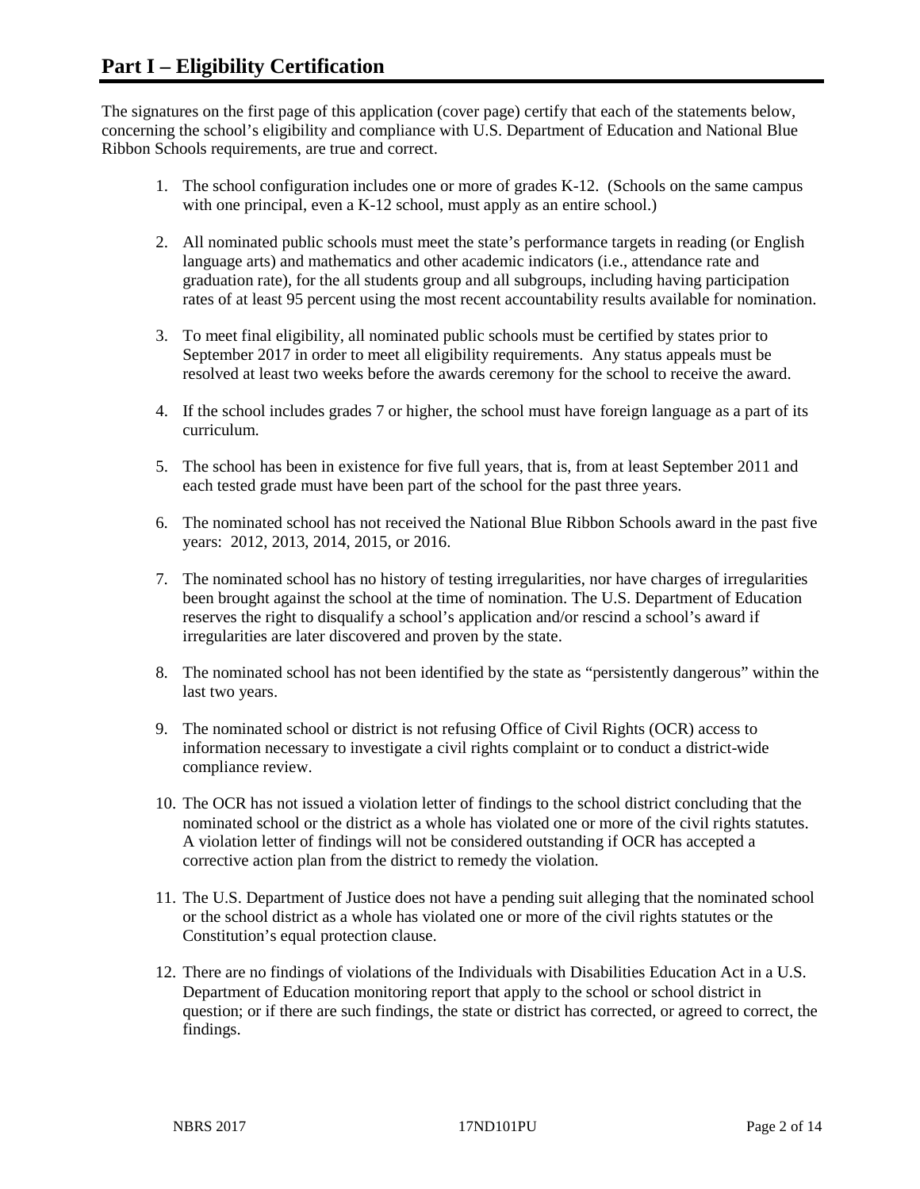# Part I – Eligibility Certification

The signatures on the first page of this application (cover page) certify that each of the statements below, concerning the school's eligibility and compliance with U.S. Department of Education and National Blue Ribbon Schools requirements, are true and correct.

1. The school configuration includes one or more of grades K-12. (Schools on the same campus with one principal, even a K-12 school, must apply as an entire school.)

2. All nominated public schools must meet the state's performance targets in reading (or English language arts) and mathematics and other academic indicators (i.e., attendance rate and graduation rate), for the all students group and all subgroups, including having participation rates of at least 95 percent using the most recent accountability results available for nomination.

3. To meet final eligibility, all nominated public schools must be certified by states prior to September 2017 in order to meet all eligibility requirements. Any status appeals must be resolved at least two weeks before the awards ceremony for the school to receive the award.

4. If the school includes grades 7 or higher, the school must have foreign language as a part of its curriculum.

5. The school has been in existence for five full years, that is, from at least September 2011 and each tested grade must have been part of the school for the past three years.

6. The nominated school has not received the National Blue Ribbon Schools award in the past five years: 2012, 2013, 2014, 2015, or 2016.

7. The nominated school has no history of testing irregularities, nor have charges of irregularities been brought against the school at the time of nomination. The U.S. Department of Education reserves the right to disqualify a school's application and/or rescind a school's award if irregularities are later discovered and proven by the state.

8. The nominated school has not been identified by the state as "persistently dangerous" within the last two years.

9. The nominated school or district is not refusing Office of Civil Rights (OCR) access to information necessary to investigate a civil rights complaint or to conduct a district-wide compliance review.

10. The OCR has not issued a violation letter of findings to the school district concluding that the nominated school or the district as a whole has violated one or more of the civil rights statutes. A violation letter of findings will not be considered outstanding if OCR has accepted a corrective action plan from the district to remedy the violation.

11. The U.S. Department of Justice does not have a pending suit alleging that the nominated school or the school district as a whole has violated one or more of the civil rights statutes or the Constitution's equal protection clause.

12. There are no findings of violations of the Individuals with Disabilities Education Act in a U.S. Department of Education monitoring report that apply to the school or school district in question; or if there are such findings, the state or district has corrected, or agreed to correct, the findings.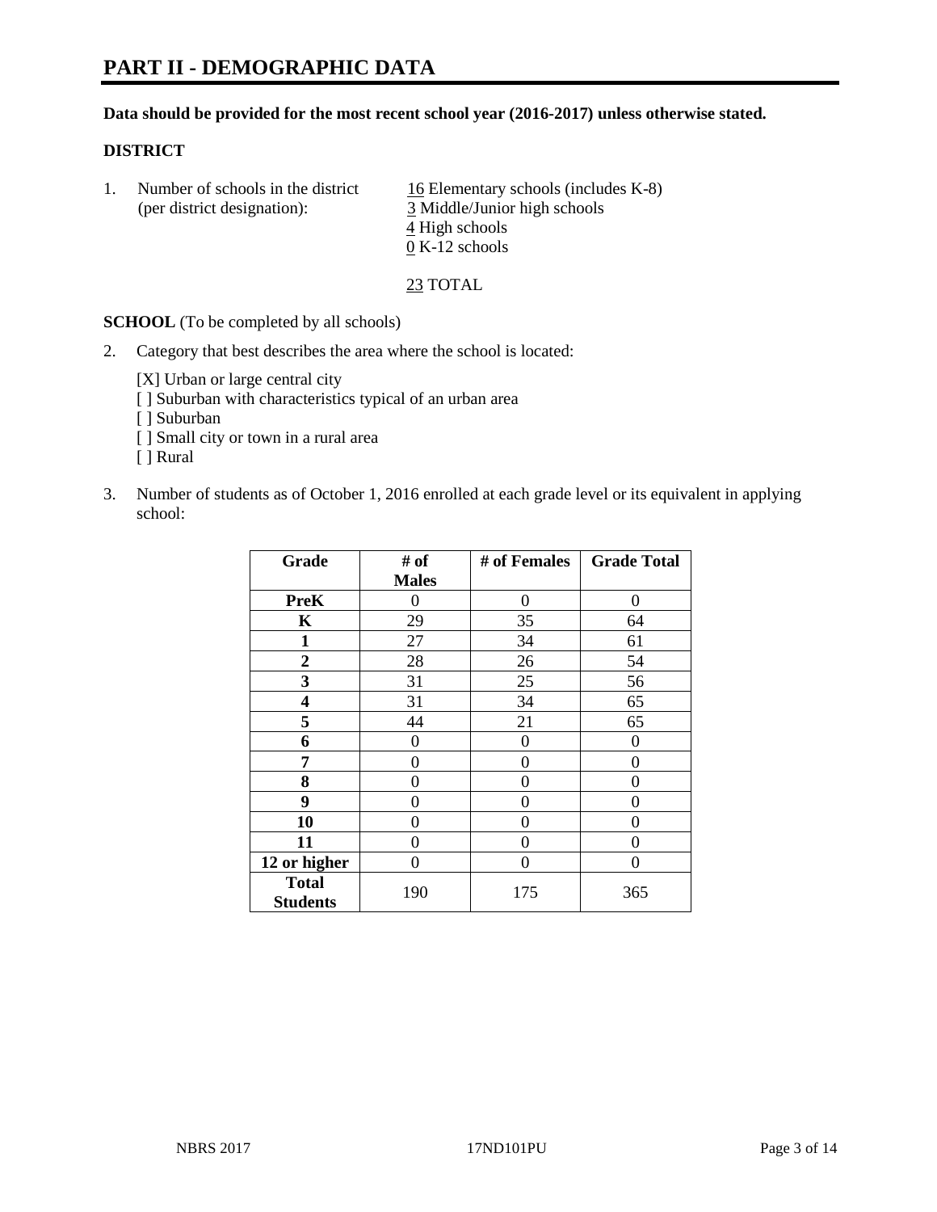# PART II - DEMOGRAPHIC DATA

**Data should be provided for the most recent school year (2016-2017) unless otherwise stated.**

**DISTRICT**

1. Number of schools in the district (per district designation):
   16 Elementary schools (includes K-8)
   3 Middle/Junior high schools
   4 High schools
   0 K-12 schools

   23 TOTAL

**SCHOOL** (To be completed by all schools)

2. Category that best describes the area where the school is located:

   [X] Urban or large central city
   [ ] Suburban with characteristics typical of an urban area
   [ ] Suburban
   [ ] Small city or town in a rural area
   [ ] Rural

3. Number of students as of October 1, 2016 enrolled at each grade level or its equivalent in applying school:

| Grade | # of Males | # of Females | Grade Total |
|---|---|---|---|
| **PreK** | 0 | 0 | 0 |
| **K** | 29 | 35 | 64 |
| **1** | 27 | 34 | 61 |
| **2** | 28 | 26 | 54 |
| **3** | 31 | 25 | 56 |
| **4** | 31 | 34 | 65 |
| **5** | 44 | 21 | 65 |
| **6** | 0 | 0 | 0 |
| **7** | 0 | 0 | 0 |
| **8** | 0 | 0 | 0 |
| **9** | 0 | 0 | 0 |
| **10** | 0 | 0 | 0 |
| **11** | 0 | 0 | 0 |
| **12 or higher** | 0 | 0 | 0 |
| **Total Students** | 190 | 175 | 365 |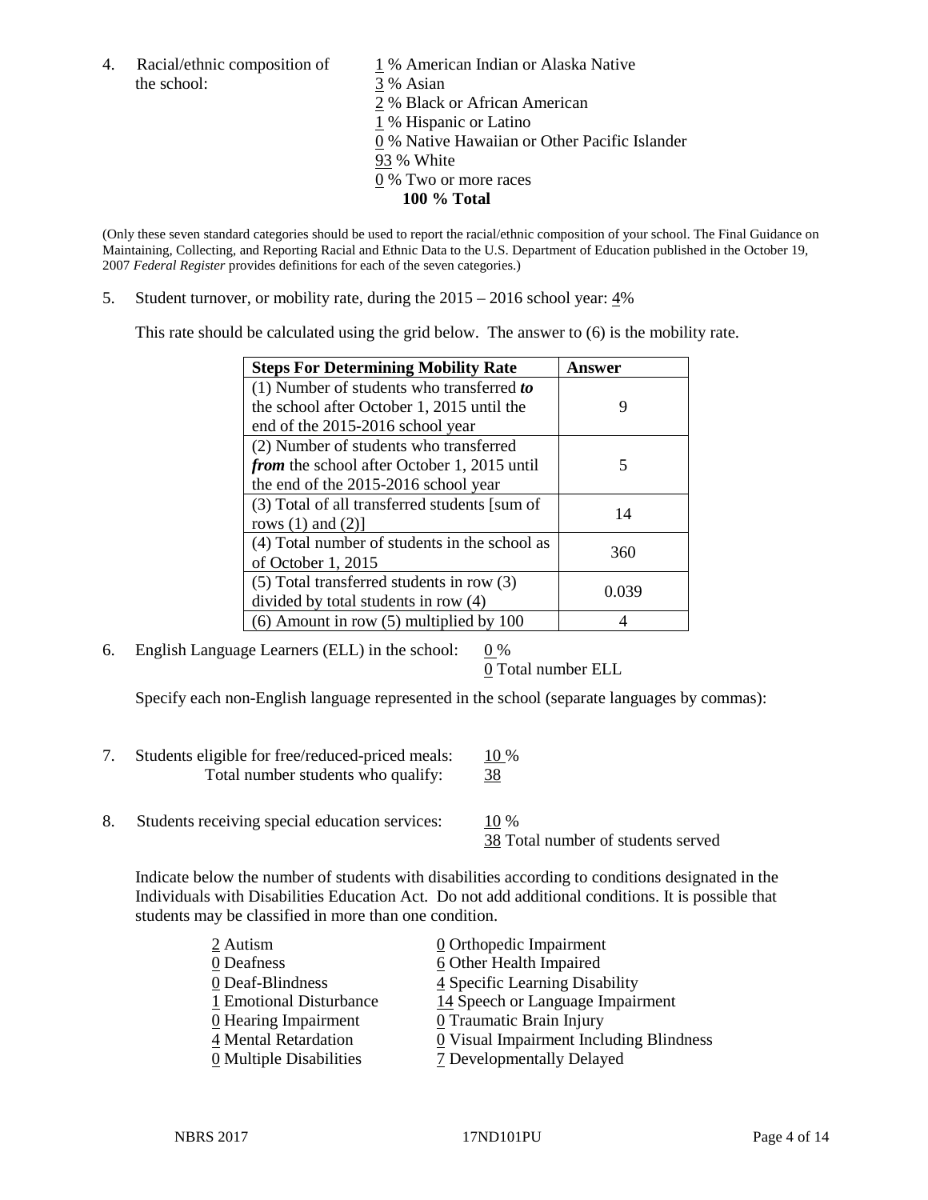4. Racial/ethnic composition of the school:

   1 % American Indian or Alaska Native
   3 % Asian
   2 % Black or African American
   1 % Hispanic or Latino
   0 % Native Hawaiian or Other Pacific Islander
   93 % White
   0 % Two or more races
   **100 % Total**

(Only these seven standard categories should be used to report the racial/ethnic composition of your school. The Final Guidance on Maintaining, Collecting, and Reporting Racial and Ethnic Data to the U.S. Department of Education published in the October 19, 2007 *Federal Register* provides definitions for each of the seven categories.)

5. Student turnover, or mobility rate, during the 2015 – 2016 school year: 4%

   This rate should be calculated using the grid below. The answer to (6) is the mobility rate.

| **Steps For Determining Mobility Rate** | **Answer** |
|---|---|
| (1) Number of students who transferred ***to*** the school after October 1, 2015 until the end of the 2015-2016 school year | 9 |
| (2) Number of students who transferred ***from*** the school after October 1, 2015 until the end of the 2015-2016 school year | 5 |
| (3) Total of all transferred students [sum of rows (1) and (2)] | 14 |
| (4) Total number of students in the school as of October 1, 2015 | 360 |
| (5) Total transferred students in row (3) divided by total students in row (4) | 0.039 |
| (6) Amount in row (5) multiplied by 100 | 4 |

6. English Language Learners (ELL) in the school: 0 %
   0 Total number ELL

   Specify each non-English language represented in the school (separate languages by commas):

7. Students eligible for free/reduced-priced meals: 10 %
   Total number students who qualify: 38

8. Students receiving special education services: 10 %
   38 Total number of students served

   Indicate below the number of students with disabilities according to conditions designated in the Individuals with Disabilities Education Act. Do not add additional conditions. It is possible that students may be classified in more than one condition.

   2 Autism
   0 Deafness
   0 Deaf-Blindness
   1 Emotional Disturbance
   0 Hearing Impairment
   4 Mental Retardation
   0 Multiple Disabilities
   0 Orthopedic Impairment
   6 Other Health Impaired
   4 Specific Learning Disability
   14 Speech or Language Impairment
   0 Traumatic Brain Injury
   0 Visual Impairment Including Blindness
   7 Developmentally Delayed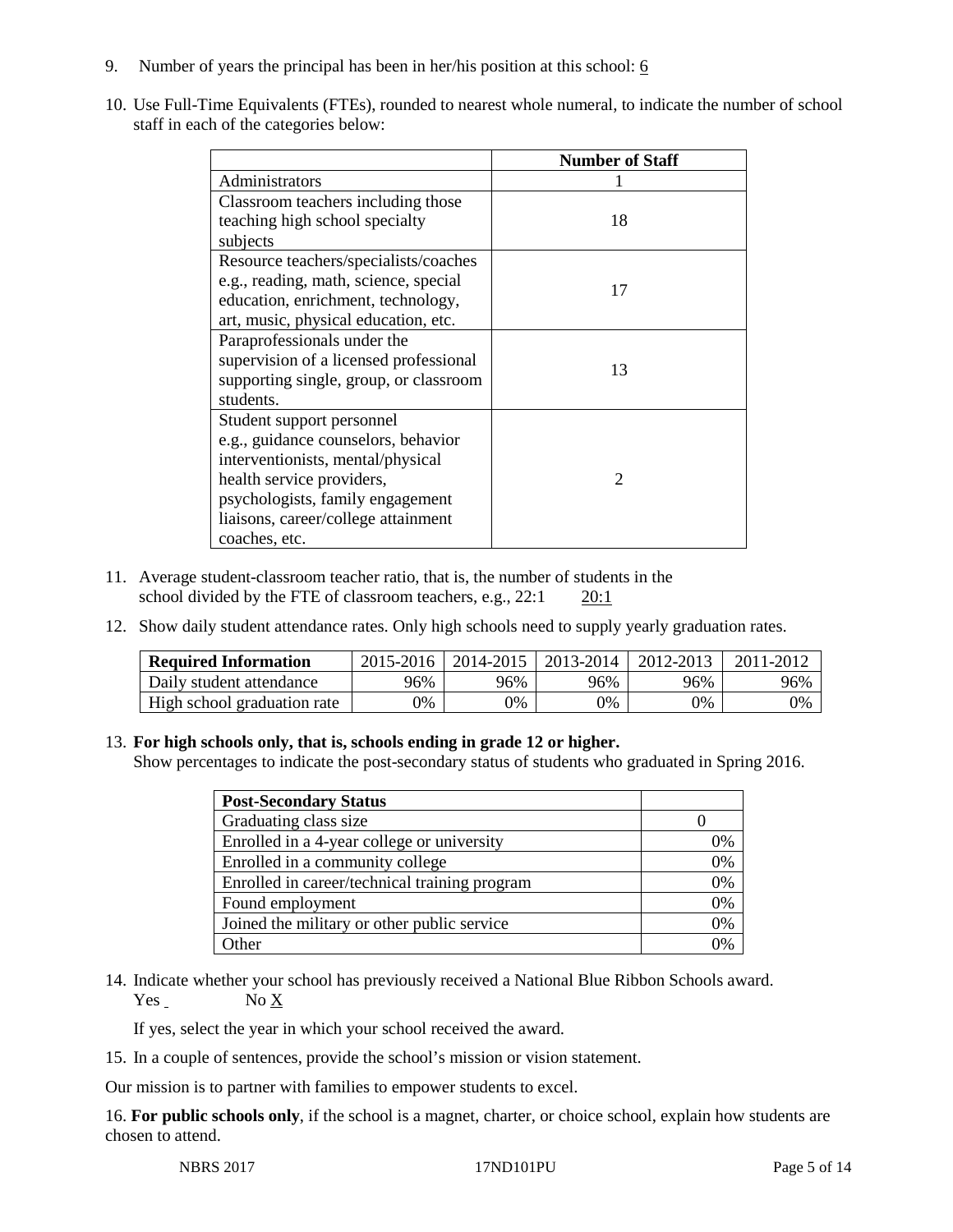9. Number of years the principal has been in her/his position at this school: 6

10. Use Full-Time Equivalents (FTEs), rounded to nearest whole numeral, to indicate the number of school staff in each of the categories below:

| | Number of Staff |
|---|---|
| Administrators | 1 |
| Classroom teachers including those teaching high school specialty subjects | 18 |
| Resource teachers/specialists/coaches e.g., reading, math, science, special education, enrichment, technology, art, music, physical education, etc. | 17 |
| Paraprofessionals under the supervision of a licensed professional supporting single, group, or classroom students. | 13 |
| Student support personnel e.g., guidance counselors, behavior interventionists, mental/physical health service providers, psychologists, family engagement liaisons, career/college attainment coaches, etc. | 2 |

11. Average student-classroom teacher ratio, that is, the number of students in the school divided by the FTE of classroom teachers, e.g., 22:1 20:1

12. Show daily student attendance rates. Only high schools need to supply yearly graduation rates.

| Required Information | 2015-2016 | 2014-2015 | 2013-2014 | 2012-2013 | 2011-2012 |
|---|---|---|---|---|---|
| Daily student attendance | 96% | 96% | 96% | 96% | 96% |
| High school graduation rate | 0% | 0% | 0% | 0% | 0% |

13. **For high schools only, that is, schools ending in grade 12 or higher.**
Show percentages to indicate the post-secondary status of students who graduated in Spring 2016.

| Post-Secondary Status | |
|---|---|
| Graduating class size | 0 |
| Enrolled in a 4-year college or university | 0% |
| Enrolled in a community college | 0% |
| Enrolled in career/technical training program | 0% |
| Found employment | 0% |
| Joined the military or other public service | 0% |
| Other | 0% |

14. Indicate whether your school has previously received a National Blue Ribbon Schools award.
Yes No X

If yes, select the year in which your school received the award.

15. In a couple of sentences, provide the school's mission or vision statement.

Our mission is to partner with families to empower students to excel.

16. **For public schools only**, if the school is a magnet, charter, or choice school, explain how students are chosen to attend.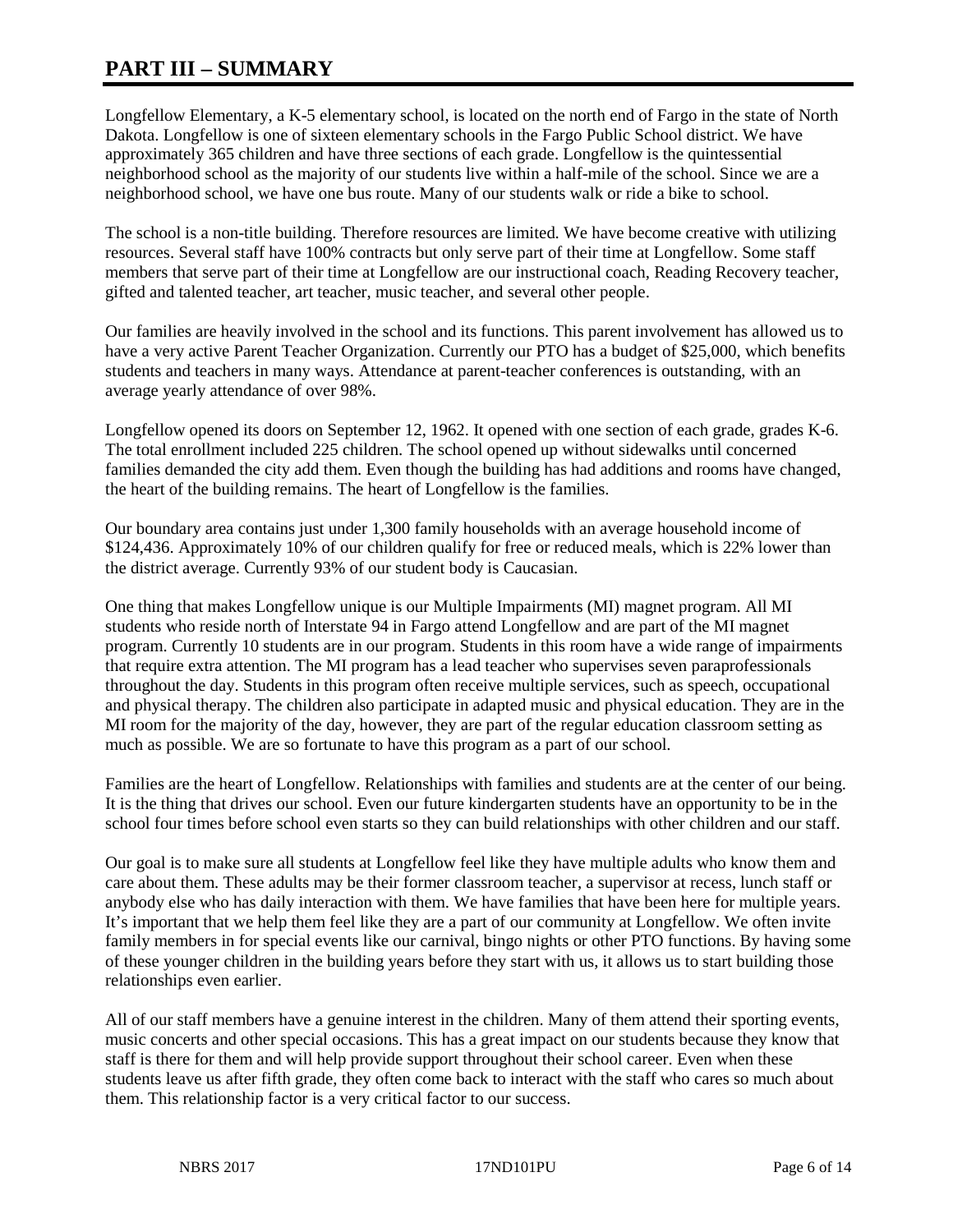# PART III – SUMMARY

Longfellow Elementary, a K-5 elementary school, is located on the north end of Fargo in the state of North Dakota. Longfellow is one of sixteen elementary schools in the Fargo Public School district. We have approximately 365 children and have three sections of each grade. Longfellow is the quintessential neighborhood school as the majority of our students live within a half-mile of the school. Since we are a neighborhood school, we have one bus route. Many of our students walk or ride a bike to school.

The school is a non-title building. Therefore resources are limited. We have become creative with utilizing resources. Several staff have 100% contracts but only serve part of their time at Longfellow. Some staff members that serve part of their time at Longfellow are our instructional coach, Reading Recovery teacher, gifted and talented teacher, art teacher, music teacher, and several other people.

Our families are heavily involved in the school and its functions. This parent involvement has allowed us to have a very active Parent Teacher Organization. Currently our PTO has a budget of $25,000, which benefits students and teachers in many ways. Attendance at parent-teacher conferences is outstanding, with an average yearly attendance of over 98%.

Longfellow opened its doors on September 12, 1962. It opened with one section of each grade, grades K-6. The total enrollment included 225 children. The school opened up without sidewalks until concerned families demanded the city add them. Even though the building has had additions and rooms have changed, the heart of the building remains. The heart of Longfellow is the families.

Our boundary area contains just under 1,300 family households with an average household income of $124,436. Approximately 10% of our children qualify for free or reduced meals, which is 22% lower than the district average. Currently 93% of our student body is Caucasian.

One thing that makes Longfellow unique is our Multiple Impairments (MI) magnet program. All MI students who reside north of Interstate 94 in Fargo attend Longfellow and are part of the MI magnet program. Currently 10 students are in our program. Students in this room have a wide range of impairments that require extra attention. The MI program has a lead teacher who supervises seven paraprofessionals throughout the day. Students in this program often receive multiple services, such as speech, occupational and physical therapy. The children also participate in adapted music and physical education. They are in the MI room for the majority of the day, however, they are part of the regular education classroom setting as much as possible. We are so fortunate to have this program as a part of our school.

Families are the heart of Longfellow. Relationships with families and students are at the center of our being. It is the thing that drives our school. Even our future kindergarten students have an opportunity to be in the school four times before school even starts so they can build relationships with other children and our staff.

Our goal is to make sure all students at Longfellow feel like they have multiple adults who know them and care about them. These adults may be their former classroom teacher, a supervisor at recess, lunch staff or anybody else who has daily interaction with them. We have families that have been here for multiple years. It's important that we help them feel like they are a part of our community at Longfellow. We often invite family members in for special events like our carnival, bingo nights or other PTO functions. By having some of these younger children in the building years before they start with us, it allows us to start building those relationships even earlier.

All of our staff members have a genuine interest in the children. Many of them attend their sporting events, music concerts and other special occasions. This has a great impact on our students because they know that staff is there for them and will help provide support throughout their school career. Even when these students leave us after fifth grade, they often come back to interact with the staff who cares so much about them. This relationship factor is a very critical factor to our success.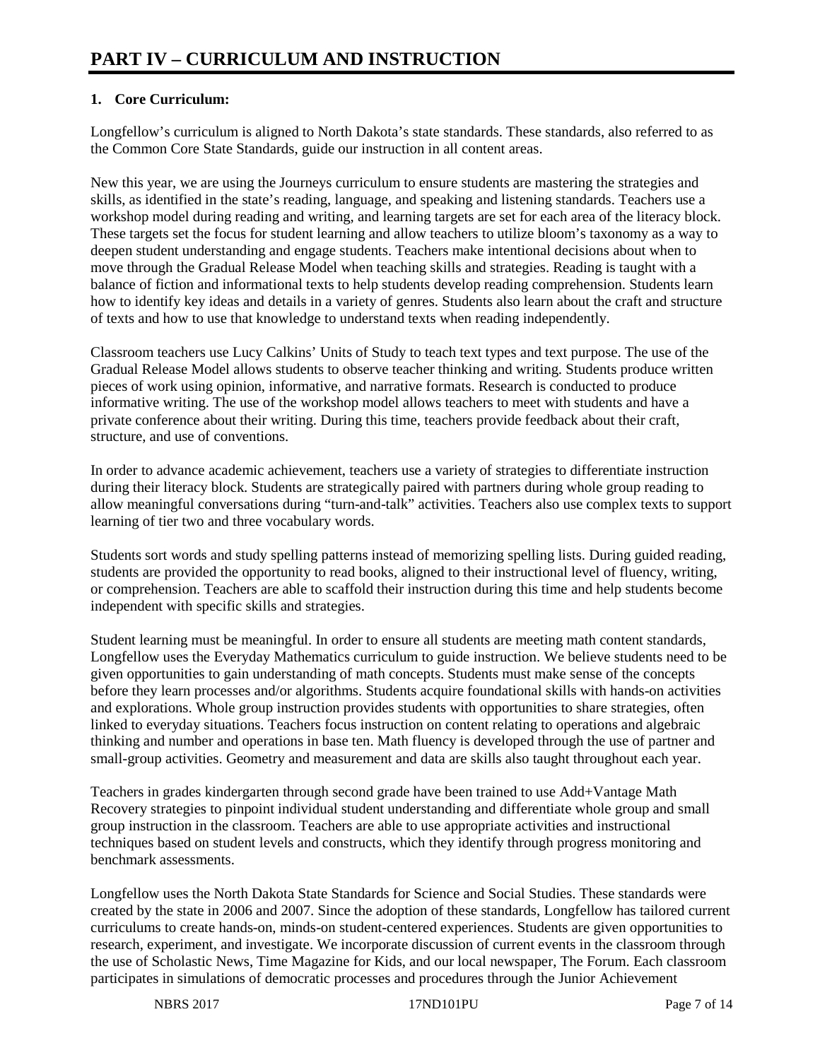# PART IV – CURRICULUM AND INSTRUCTION

**1. Core Curriculum:**

Longfellow's curriculum is aligned to North Dakota's state standards. These standards, also referred to as the Common Core State Standards, guide our instruction in all content areas.

New this year, we are using the Journeys curriculum to ensure students are mastering the strategies and skills, as identified in the state's reading, language, and speaking and listening standards. Teachers use a workshop model during reading and writing, and learning targets are set for each area of the literacy block. These targets set the focus for student learning and allow teachers to utilize bloom's taxonomy as a way to deepen student understanding and engage students. Teachers make intentional decisions about when to move through the Gradual Release Model when teaching skills and strategies. Reading is taught with a balance of fiction and informational texts to help students develop reading comprehension. Students learn how to identify key ideas and details in a variety of genres. Students also learn about the craft and structure of texts and how to use that knowledge to understand texts when reading independently.

Classroom teachers use Lucy Calkins' Units of Study to teach text types and text purpose. The use of the Gradual Release Model allows students to observe teacher thinking and writing. Students produce written pieces of work using opinion, informative, and narrative formats. Research is conducted to produce informative writing. The use of the workshop model allows teachers to meet with students and have a private conference about their writing. During this time, teachers provide feedback about their craft, structure, and use of conventions.

In order to advance academic achievement, teachers use a variety of strategies to differentiate instruction during their literacy block. Students are strategically paired with partners during whole group reading to allow meaningful conversations during "turn-and-talk" activities. Teachers also use complex texts to support learning of tier two and three vocabulary words.

Students sort words and study spelling patterns instead of memorizing spelling lists. During guided reading, students are provided the opportunity to read books, aligned to their instructional level of fluency, writing, or comprehension. Teachers are able to scaffold their instruction during this time and help students become independent with specific skills and strategies.

Student learning must be meaningful. In order to ensure all students are meeting math content standards, Longfellow uses the Everyday Mathematics curriculum to guide instruction. We believe students need to be given opportunities to gain understanding of math concepts. Students must make sense of the concepts before they learn processes and/or algorithms. Students acquire foundational skills with hands-on activities and explorations. Whole group instruction provides students with opportunities to share strategies, often linked to everyday situations. Teachers focus instruction on content relating to operations and algebraic thinking and number and operations in base ten. Math fluency is developed through the use of partner and small-group activities. Geometry and measurement and data are skills also taught throughout each year.

Teachers in grades kindergarten through second grade have been trained to use Add+Vantage Math Recovery strategies to pinpoint individual student understanding and differentiate whole group and small group instruction in the classroom. Teachers are able to use appropriate activities and instructional techniques based on student levels and constructs, which they identify through progress monitoring and benchmark assessments.

Longfellow uses the North Dakota State Standards for Science and Social Studies. These standards were created by the state in 2006 and 2007. Since the adoption of these standards, Longfellow has tailored current curriculums to create hands-on, minds-on student-centered experiences. Students are given opportunities to research, experiment, and investigate. We incorporate discussion of current events in the classroom through the use of Scholastic News, Time Magazine for Kids, and our local newspaper, The Forum. Each classroom participates in simulations of democratic processes and procedures through the Junior Achievement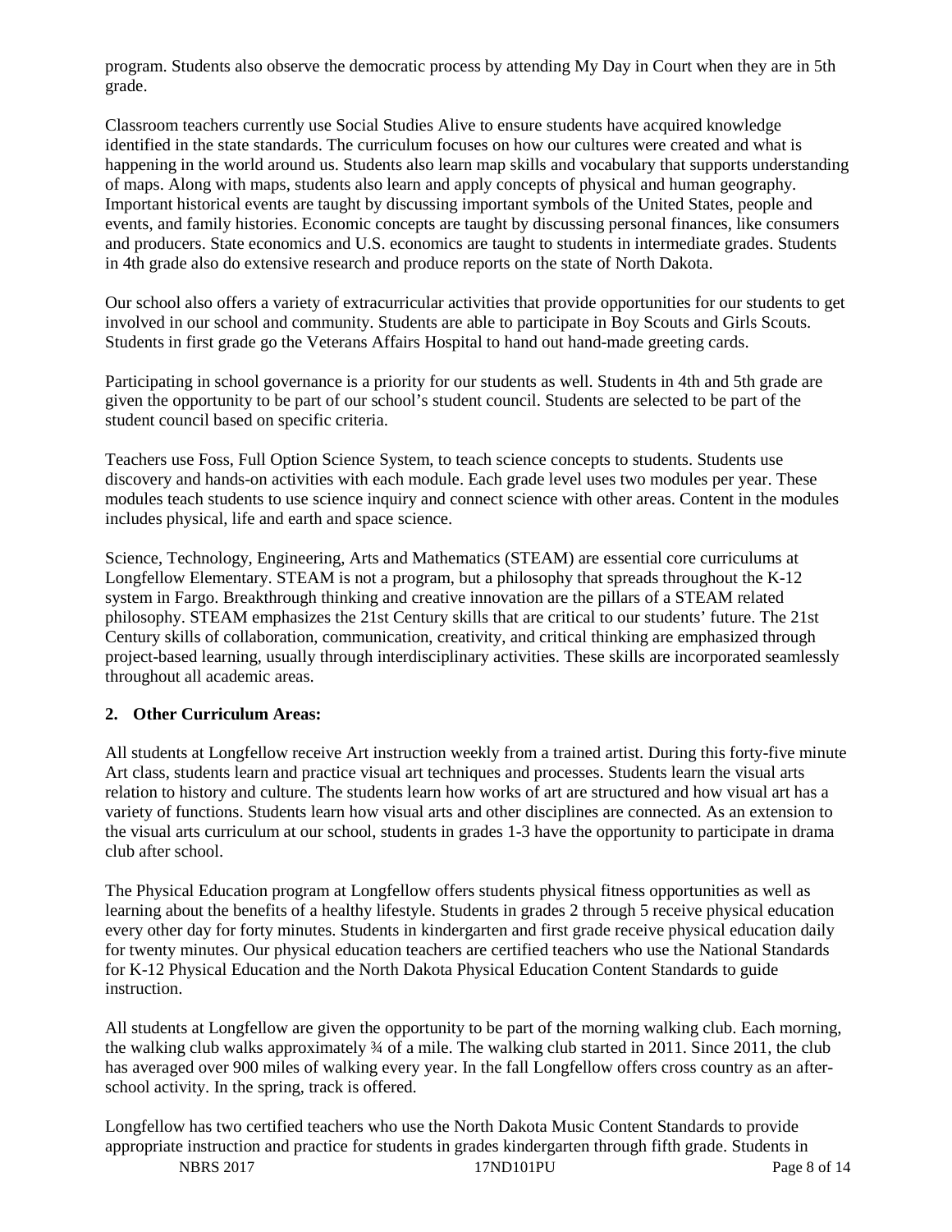program. Students also observe the democratic process by attending My Day in Court when they are in 5th grade.

Classroom teachers currently use Social Studies Alive to ensure students have acquired knowledge identified in the state standards. The curriculum focuses on how our cultures were created and what is happening in the world around us. Students also learn map skills and vocabulary that supports understanding of maps. Along with maps, students also learn and apply concepts of physical and human geography. Important historical events are taught by discussing important symbols of the United States, people and events, and family histories. Economic concepts are taught by discussing personal finances, like consumers and producers. State economics and U.S. economics are taught to students in intermediate grades. Students in 4th grade also do extensive research and produce reports on the state of North Dakota.

Our school also offers a variety of extracurricular activities that provide opportunities for our students to get involved in our school and community. Students are able to participate in Boy Scouts and Girls Scouts. Students in first grade go the Veterans Affairs Hospital to hand out hand-made greeting cards.

Participating in school governance is a priority for our students as well. Students in 4th and 5th grade are given the opportunity to be part of our school's student council. Students are selected to be part of the student council based on specific criteria.

Teachers use Foss, Full Option Science System, to teach science concepts to students. Students use discovery and hands-on activities with each module. Each grade level uses two modules per year. These modules teach students to use science inquiry and connect science with other areas. Content in the modules includes physical, life and earth and space science.

Science, Technology, Engineering, Arts and Mathematics (STEAM) are essential core curriculums at Longfellow Elementary. STEAM is not a program, but a philosophy that spreads throughout the K-12 system in Fargo. Breakthrough thinking and creative innovation are the pillars of a STEAM related philosophy. STEAM emphasizes the 21st Century skills that are critical to our students' future. The 21st Century skills of collaboration, communication, creativity, and critical thinking are emphasized through project-based learning, usually through interdisciplinary activities. These skills are incorporated seamlessly throughout all academic areas.

**2. Other Curriculum Areas:**

All students at Longfellow receive Art instruction weekly from a trained artist. During this forty-five minute Art class, students learn and practice visual art techniques and processes. Students learn the visual arts relation to history and culture. The students learn how works of art are structured and how visual art has a variety of functions. Students learn how visual arts and other disciplines are connected. As an extension to the visual arts curriculum at our school, students in grades 1-3 have the opportunity to participate in drama club after school.

The Physical Education program at Longfellow offers students physical fitness opportunities as well as learning about the benefits of a healthy lifestyle. Students in grades 2 through 5 receive physical education every other day for forty minutes. Students in kindergarten and first grade receive physical education daily for twenty minutes. Our physical education teachers are certified teachers who use the National Standards for K-12 Physical Education and the North Dakota Physical Education Content Standards to guide instruction.

All students at Longfellow are given the opportunity to be part of the morning walking club. Each morning, the walking club walks approximately ¾ of a mile. The walking club started in 2011. Since 2011, the club has averaged over 900 miles of walking every year. In the fall Longfellow offers cross country as an after-school activity. In the spring, track is offered.

Longfellow has two certified teachers who use the North Dakota Music Content Standards to provide appropriate instruction and practice for students in grades kindergarten through fifth grade. Students in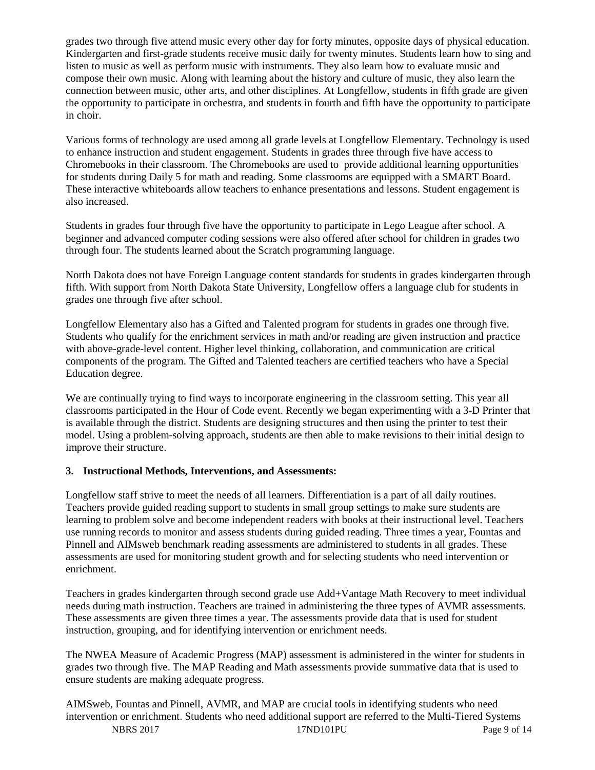grades two through five attend music every other day for forty minutes, opposite days of physical education. Kindergarten and first-grade students receive music daily for twenty minutes. Students learn how to sing and listen to music as well as perform music with instruments. They also learn how to evaluate music and compose their own music. Along with learning about the history and culture of music, they also learn the connection between music, other arts, and other disciplines. At Longfellow, students in fifth grade are given the opportunity to participate in orchestra, and students in fourth and fifth have the opportunity to participate in choir.

Various forms of technology are used among all grade levels at Longfellow Elementary. Technology is used to enhance instruction and student engagement. Students in grades three through five have access to Chromebooks in their classroom. The Chromebooks are used to provide additional learning opportunities for students during Daily 5 for math and reading. Some classrooms are equipped with a SMART Board. These interactive whiteboards allow teachers to enhance presentations and lessons. Student engagement is also increased.

Students in grades four through five have the opportunity to participate in Lego League after school. A beginner and advanced computer coding sessions were also offered after school for children in grades two through four. The students learned about the Scratch programming language.

North Dakota does not have Foreign Language content standards for students in grades kindergarten through fifth. With support from North Dakota State University, Longfellow offers a language club for students in grades one through five after school.

Longfellow Elementary also has a Gifted and Talented program for students in grades one through five. Students who qualify for the enrichment services in math and/or reading are given instruction and practice with above-grade-level content. Higher level thinking, collaboration, and communication are critical components of the program. The Gifted and Talented teachers are certified teachers who have a Special Education degree.

We are continually trying to find ways to incorporate engineering in the classroom setting. This year all classrooms participated in the Hour of Code event. Recently we began experimenting with a 3-D Printer that is available through the district. Students are designing structures and then using the printer to test their model. Using a problem-solving approach, students are then able to make revisions to their initial design to improve their structure.

**3. Instructional Methods, Interventions, and Assessments:**

Longfellow staff strive to meet the needs of all learners. Differentiation is a part of all daily routines. Teachers provide guided reading support to students in small group settings to make sure students are learning to problem solve and become independent readers with books at their instructional level. Teachers use running records to monitor and assess students during guided reading. Three times a year, Fountas and Pinnell and AIMsweb benchmark reading assessments are administered to students in all grades. These assessments are used for monitoring student growth and for selecting students who need intervention or enrichment.

Teachers in grades kindergarten through second grade use Add+Vantage Math Recovery to meet individual needs during math instruction. Teachers are trained in administering the three types of AVMR assessments. These assessments are given three times a year. The assessments provide data that is used for student instruction, grouping, and for identifying intervention or enrichment needs.

The NWEA Measure of Academic Progress (MAP) assessment is administered in the winter for students in grades two through five. The MAP Reading and Math assessments provide summative data that is used to ensure students are making adequate progress.

AIMSweb, Fountas and Pinnell, AVMR, and MAP are crucial tools in identifying students who need intervention or enrichment. Students who need additional support are referred to the Multi-Tiered Systems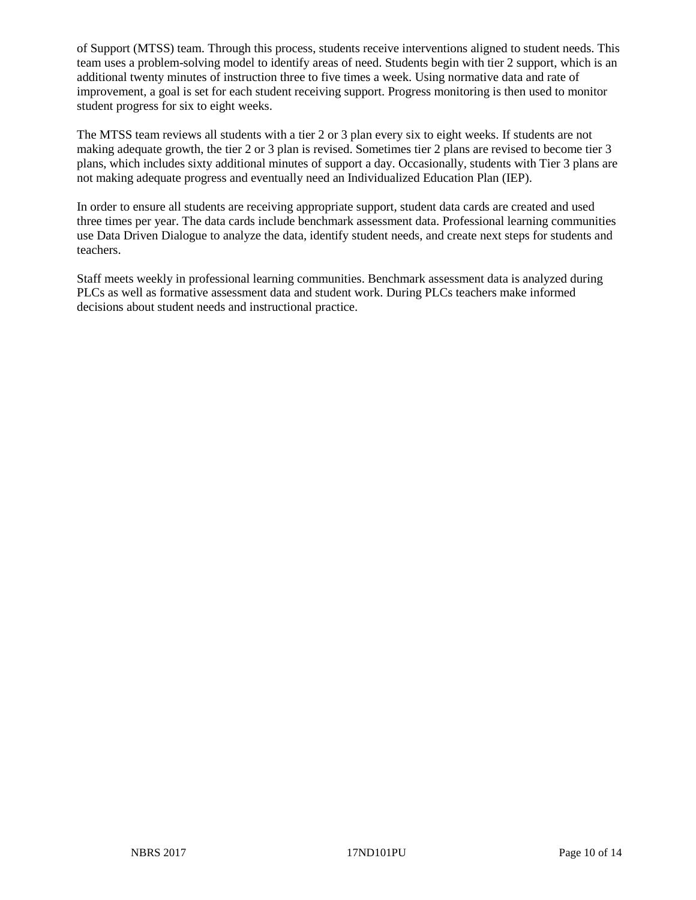of Support (MTSS) team. Through this process, students receive interventions aligned to student needs. This team uses a problem-solving model to identify areas of need. Students begin with tier 2 support, which is an additional twenty minutes of instruction three to five times a week. Using normative data and rate of improvement, a goal is set for each student receiving support. Progress monitoring is then used to monitor student progress for six to eight weeks.

The MTSS team reviews all students with a tier 2 or 3 plan every six to eight weeks. If students are not making adequate growth, the tier 2 or 3 plan is revised. Sometimes tier 2 plans are revised to become tier 3 plans, which includes sixty additional minutes of support a day. Occasionally, students with Tier 3 plans are not making adequate progress and eventually need an Individualized Education Plan (IEP).

In order to ensure all students are receiving appropriate support, student data cards are created and used three times per year. The data cards include benchmark assessment data. Professional learning communities use Data Driven Dialogue to analyze the data, identify student needs, and create next steps for students and teachers.

Staff meets weekly in professional learning communities. Benchmark assessment data is analyzed during PLCs as well as formative assessment data and student work. During PLCs teachers make informed decisions about student needs and instructional practice.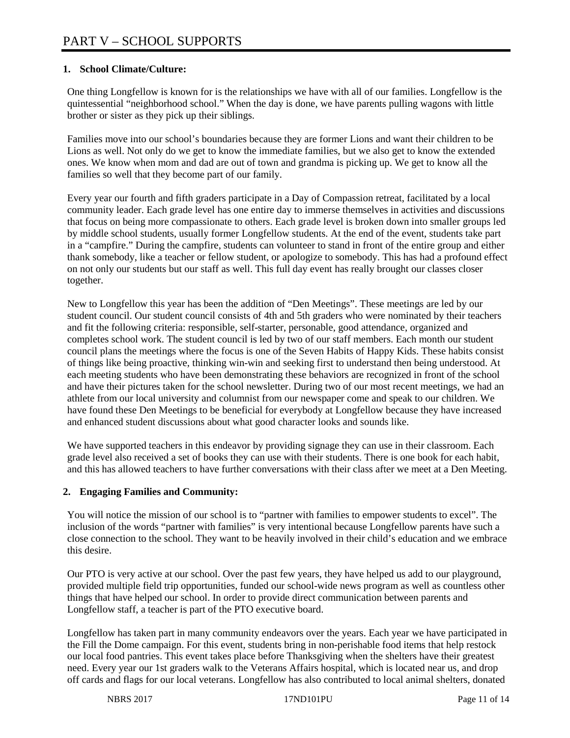# PART V – SCHOOL SUPPORTS

**1. School Climate/Culture:**

One thing Longfellow is known for is the relationships we have with all of our families. Longfellow is the quintessential "neighborhood school." When the day is done, we have parents pulling wagons with little brother or sister as they pick up their siblings.

Families move into our school's boundaries because they are former Lions and want their children to be Lions as well. Not only do we get to know the immediate families, but we also get to know the extended ones. We know when mom and dad are out of town and grandma is picking up. We get to know all the families so well that they become part of our family.

Every year our fourth and fifth graders participate in a Day of Compassion retreat, facilitated by a local community leader. Each grade level has one entire day to immerse themselves in activities and discussions that focus on being more compassionate to others. Each grade level is broken down into smaller groups led by middle school students, usually former Longfellow students. At the end of the event, students take part in a "campfire." During the campfire, students can volunteer to stand in front of the entire group and either thank somebody, like a teacher or fellow student, or apologize to somebody. This has had a profound effect on not only our students but our staff as well. This full day event has really brought our classes closer together.

New to Longfellow this year has been the addition of "Den Meetings". These meetings are led by our student council. Our student council consists of 4th and 5th graders who were nominated by their teachers and fit the following criteria: responsible, self-starter, personable, good attendance, organized and completes school work. The student council is led by two of our staff members. Each month our student council plans the meetings where the focus is one of the Seven Habits of Happy Kids. These habits consist of things like being proactive, thinking win-win and seeking first to understand then being understood. At each meeting students who have been demonstrating these behaviors are recognized in front of the school and have their pictures taken for the school newsletter. During two of our most recent meetings, we had an athlete from our local university and columnist from our newspaper come and speak to our children. We have found these Den Meetings to be beneficial for everybody at Longfellow because they have increased and enhanced student discussions about what good character looks and sounds like.

We have supported teachers in this endeavor by providing signage they can use in their classroom. Each grade level also received a set of books they can use with their students. There is one book for each habit, and this has allowed teachers to have further conversations with their class after we meet at a Den Meeting.

**2. Engaging Families and Community:**

You will notice the mission of our school is to "partner with families to empower students to excel". The inclusion of the words "partner with families" is very intentional because Longfellow parents have such a close connection to the school. They want to be heavily involved in their child's education and we embrace this desire.

Our PTO is very active at our school. Over the past few years, they have helped us add to our playground, provided multiple field trip opportunities, funded our school-wide news program as well as countless other things that have helped our school. In order to provide direct communication between parents and Longfellow staff, a teacher is part of the PTO executive board.

Longfellow has taken part in many community endeavors over the years. Each year we have participated in the Fill the Dome campaign. For this event, students bring in non-perishable food items that help restock our local food pantries. This event takes place before Thanksgiving when the shelters have their greatest need. Every year our 1st graders walk to the Veterans Affairs hospital, which is located near us, and drop off cards and flags for our local veterans. Longfellow has also contributed to local animal shelters, donated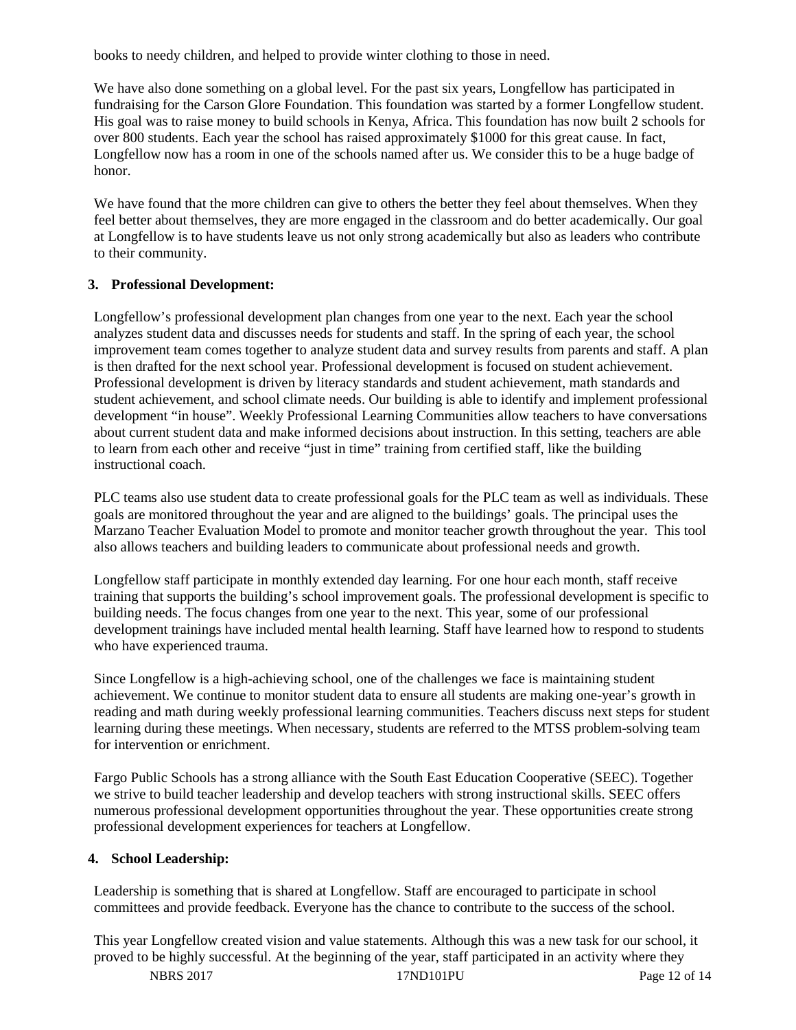books to needy children, and helped to provide winter clothing to those in need.

We have also done something on a global level. For the past six years, Longfellow has participated in fundraising for the Carson Glore Foundation. This foundation was started by a former Longfellow student. His goal was to raise money to build schools in Kenya, Africa. This foundation has now built 2 schools for over 800 students. Each year the school has raised approximately $1000 for this great cause. In fact, Longfellow now has a room in one of the schools named after us. We consider this to be a huge badge of honor.

We have found that the more children can give to others the better they feel about themselves. When they feel better about themselves, they are more engaged in the classroom and do better academically. Our goal at Longfellow is to have students leave us not only strong academically but also as leaders who contribute to their community.

**3. Professional Development:**

Longfellow's professional development plan changes from one year to the next. Each year the school analyzes student data and discusses needs for students and staff. In the spring of each year, the school improvement team comes together to analyze student data and survey results from parents and staff. A plan is then drafted for the next school year. Professional development is focused on student achievement. Professional development is driven by literacy standards and student achievement, math standards and student achievement, and school climate needs. Our building is able to identify and implement professional development "in house". Weekly Professional Learning Communities allow teachers to have conversations about current student data and make informed decisions about instruction. In this setting, teachers are able to learn from each other and receive "just in time" training from certified staff, like the building instructional coach.

PLC teams also use student data to create professional goals for the PLC team as well as individuals. These goals are monitored throughout the year and are aligned to the buildings' goals. The principal uses the Marzano Teacher Evaluation Model to promote and monitor teacher growth throughout the year. This tool also allows teachers and building leaders to communicate about professional needs and growth.

Longfellow staff participate in monthly extended day learning. For one hour each month, staff receive training that supports the building's school improvement goals. The professional development is specific to building needs. The focus changes from one year to the next. This year, some of our professional development trainings have included mental health learning. Staff have learned how to respond to students who have experienced trauma.

Since Longfellow is a high-achieving school, one of the challenges we face is maintaining student achievement. We continue to monitor student data to ensure all students are making one-year's growth in reading and math during weekly professional learning communities. Teachers discuss next steps for student learning during these meetings. When necessary, students are referred to the MTSS problem-solving team for intervention or enrichment.

Fargo Public Schools has a strong alliance with the South East Education Cooperative (SEEC). Together we strive to build teacher leadership and develop teachers with strong instructional skills. SEEC offers numerous professional development opportunities throughout the year. These opportunities create strong professional development experiences for teachers at Longfellow.

**4. School Leadership:**

Leadership is something that is shared at Longfellow. Staff are encouraged to participate in school committees and provide feedback. Everyone has the chance to contribute to the success of the school.

This year Longfellow created vision and value statements. Although this was a new task for our school, it proved to be highly successful. At the beginning of the year, staff participated in an activity where they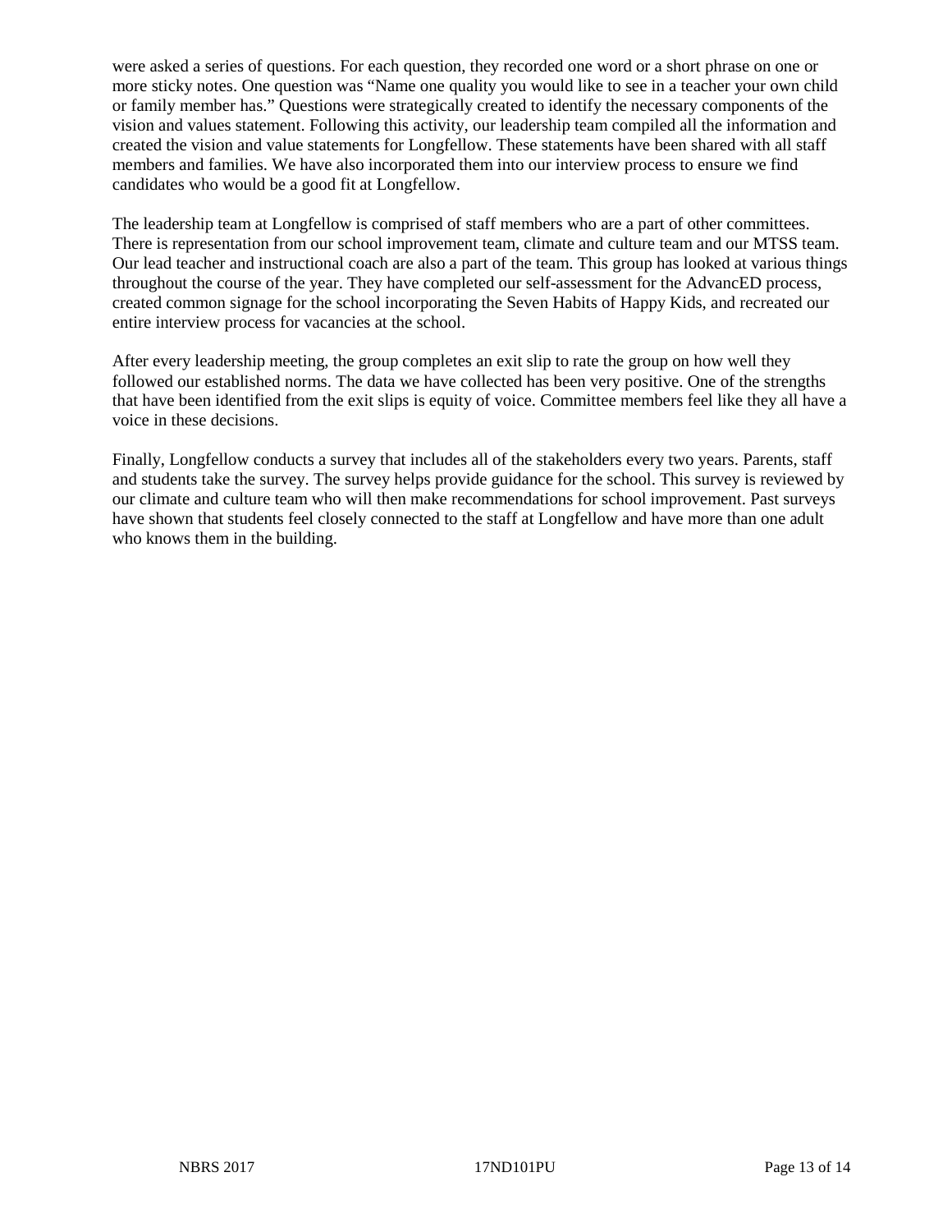were asked a series of questions. For each question, they recorded one word or a short phrase on one or more sticky notes. One question was "Name one quality you would like to see in a teacher your own child or family member has." Questions were strategically created to identify the necessary components of the vision and values statement. Following this activity, our leadership team compiled all the information and created the vision and value statements for Longfellow. These statements have been shared with all staff members and families. We have also incorporated them into our interview process to ensure we find candidates who would be a good fit at Longfellow.

The leadership team at Longfellow is comprised of staff members who are a part of other committees. There is representation from our school improvement team, climate and culture team and our MTSS team. Our lead teacher and instructional coach are also a part of the team. This group has looked at various things throughout the course of the year. They have completed our self-assessment for the AdvancED process, created common signage for the school incorporating the Seven Habits of Happy Kids, and recreated our entire interview process for vacancies at the school.

After every leadership meeting, the group completes an exit slip to rate the group on how well they followed our established norms. The data we have collected has been very positive. One of the strengths that have been identified from the exit slips is equity of voice. Committee members feel like they all have a voice in these decisions.

Finally, Longfellow conducts a survey that includes all of the stakeholders every two years. Parents, staff and students take the survey. The survey helps provide guidance for the school. This survey is reviewed by our climate and culture team who will then make recommendations for school improvement. Past surveys have shown that students feel closely connected to the staff at Longfellow and have more than one adult who knows them in the building.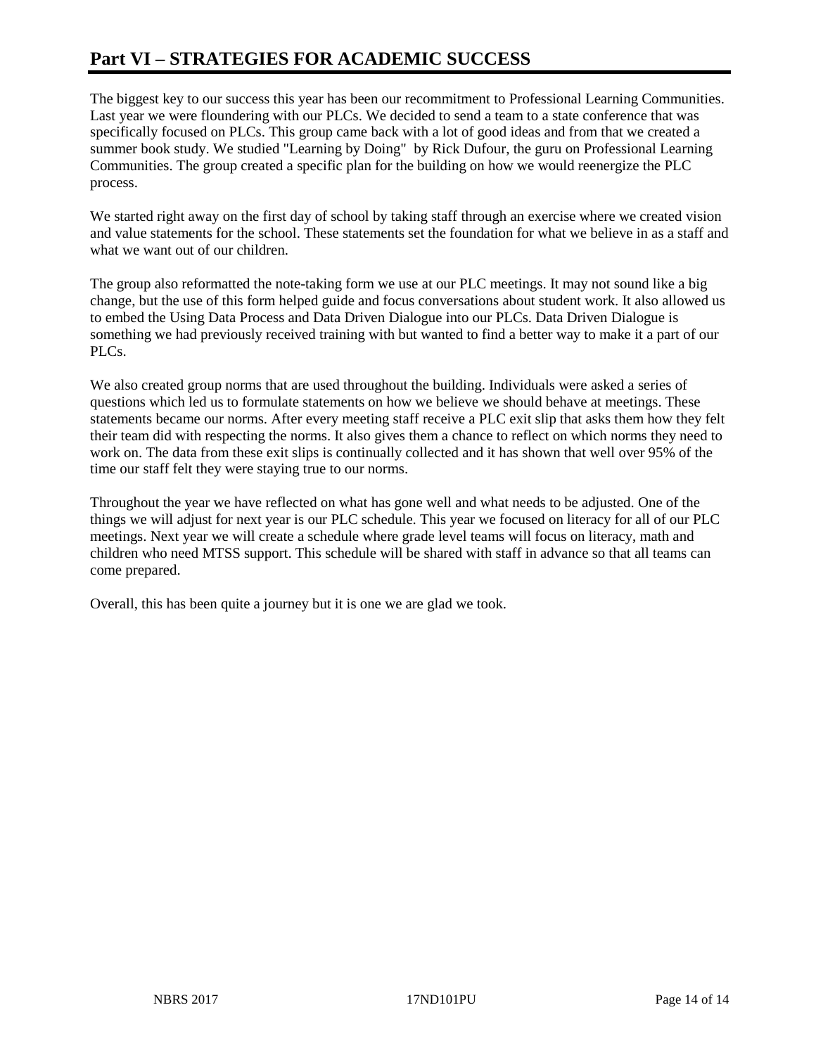# Part VI – STRATEGIES FOR ACADEMIC SUCCESS

The biggest key to our success this year has been our recommitment to Professional Learning Communities. Last year we were floundering with our PLCs. We decided to send a team to a state conference that was specifically focused on PLCs. This group came back with a lot of good ideas and from that we created a summer book study. We studied "Learning by Doing" by Rick Dufour, the guru on Professional Learning Communities. The group created a specific plan for the building on how we would reenergize the PLC process.

We started right away on the first day of school by taking staff through an exercise where we created vision and value statements for the school. These statements set the foundation for what we believe in as a staff and what we want out of our children.

The group also reformatted the note-taking form we use at our PLC meetings. It may not sound like a big change, but the use of this form helped guide and focus conversations about student work. It also allowed us to embed the Using Data Process and Data Driven Dialogue into our PLCs. Data Driven Dialogue is something we had previously received training with but wanted to find a better way to make it a part of our PLCs.

We also created group norms that are used throughout the building. Individuals were asked a series of questions which led us to formulate statements on how we believe we should behave at meetings. These statements became our norms. After every meeting staff receive a PLC exit slip that asks them how they felt their team did with respecting the norms. It also gives them a chance to reflect on which norms they need to work on. The data from these exit slips is continually collected and it has shown that well over 95% of the time our staff felt they were staying true to our norms.

Throughout the year we have reflected on what has gone well and what needs to be adjusted. One of the things we will adjust for next year is our PLC schedule. This year we focused on literacy for all of our PLC meetings. Next year we will create a schedule where grade level teams will focus on literacy, math and children who need MTSS support. This schedule will be shared with staff in advance so that all teams can come prepared.

Overall, this has been quite a journey but it is one we are glad we took.